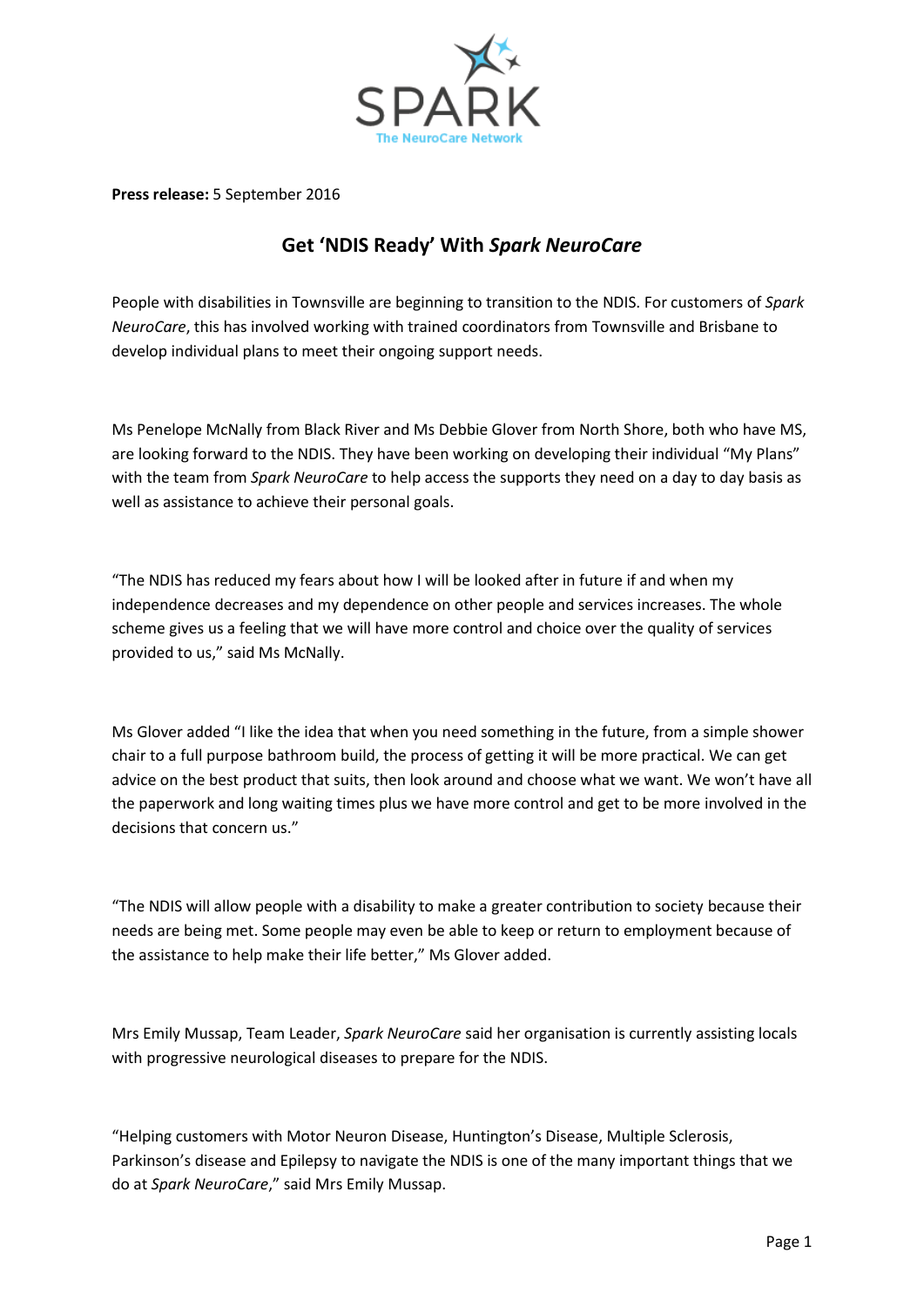**Press release:** 5 September 2016

# Get 'NDIS Ready' With *Spark NeuroCare*

People with disabilities in Townsville are beginning to transition to the NDIS. For customers of *Spark NeuroCare*, this has involved working with trained coordinators from Townsville and Brisbane to develop individual plans to meet their ongoing support needs.

Ms Penelope McNally from Black River and Ms Debbie Glover from North Shore, both who have MS, are looking forward to the NDIS. They have been working on developing their individual "My Plans" with the team from *Spark NeuroCare* to help access the supports they need on a day to day basis as well as assistance to achieve their personal goals.

"The NDIS has reduced my fears about how I will be looked after in future if and when my independence decreases and my dependence on other people and services increases. The whole scheme gives us a feeling that we will have more control and choice over the quality of services provided to us," said Ms McNally.

Ms Glover added "I like the idea that when you need something in the future, from a simple shower chair to a full purpose bathroom build, the process of getting it will be more practical. We can get advice on the best product that suits, then look around and choose what we want. We won't have all the paperwork and long waiting times plus we have more control and get to be more involved in the decisions that concern us."

"The NDIS will allow people with a disability to make a greater contribution to society because their needs are being met. Some people may even be able to keep or return to employment because of the assistance to help make their life better," Ms Glover added.

Mrs Emily Mussap, Team Leader, *Spark NeuroCare* said her organisation is currently assisting locals with progressive neurological diseases to prepare for the NDIS.

"Helping customers with Motor Neuron Disease, Huntington's Disease, Multiple Sclerosis, Parkinson's disease and Epilepsy to navigate the NDIS is one of the many important things that we do at *Spark NeuroCare*," said Mrs Emily Mussap.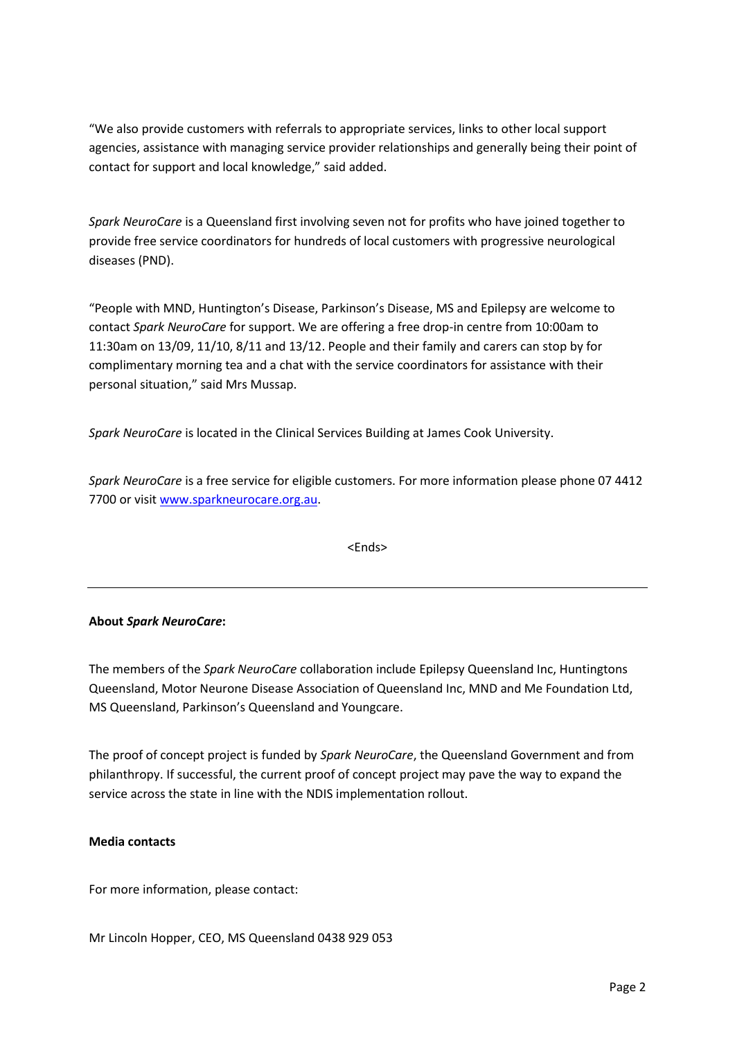"We also provide customers with referrals to appropriate services, links to other local support agencies, assistance with managing service provider relationships and generally being their point of contact for support and local knowledge," said added.

*Spark NeuroCare* is a Queensland first involving seven not for profits who have joined together to provide free service coordinators for hundreds of local customers with progressive neurological diseases (PND).

"People with MND, Huntington's Disease, Parkinson's Disease, MS and Epilepsy are welcome to contact *Spark NeuroCare* for support. We are offering a free drop-in centre from 10:00am to 11:30am on 13/09, 11/10, 8/11 and 13/12. People and their family and carers can stop by for complimentary morning tea and a chat with the service coordinators for assistance with their personal situation," said Mrs Mussap.

*Spark NeuroCare* is located in the Clinical Services Building at James Cook University.

*Spark NeuroCare* is a free service for eligible customers. For more information please phone 07 4412 7700 or visit [www.sparkneurocare.org.au](http://www.sparkneurocare.org.au).

<Ends>

---

**About *Spark NeuroCare*:**

The members of the *Spark NeuroCare* collaboration include Epilepsy Queensland Inc, Huntingtons Queensland, Motor Neurone Disease Association of Queensland Inc, MND and Me Foundation Ltd, MS Queensland, Parkinson's Queensland and Youngcare.

The proof of concept project is funded by *Spark NeuroCare*, the Queensland Government and from philanthropy. If successful, the current proof of concept project may pave the way to expand the service across the state in line with the NDIS implementation rollout.

**Media contacts**

For more information, please contact:

Mr Lincoln Hopper, CEO, MS Queensland 0438 929 053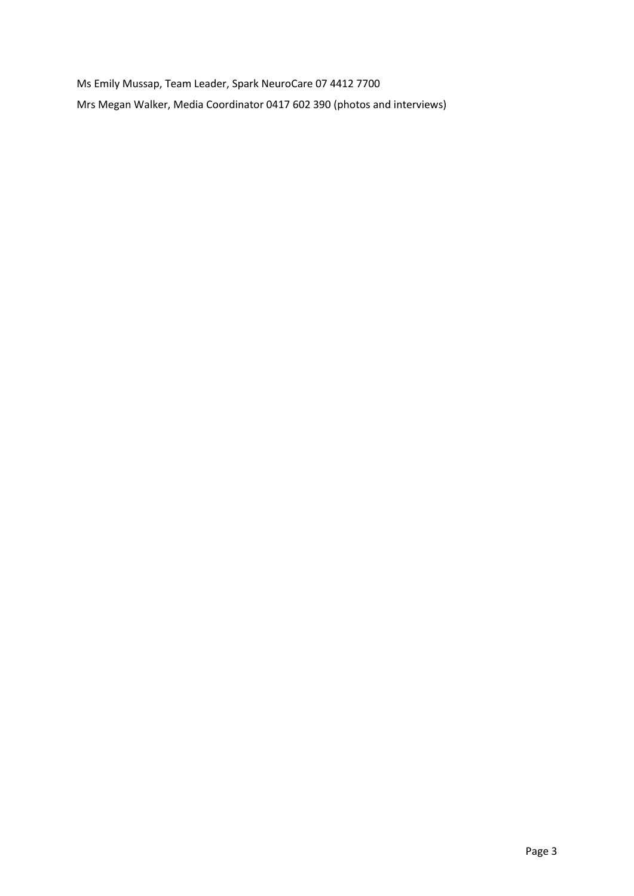Ms Emily Mussap, Team Leader, Spark NeuroCare 07 4412 7700

Mrs Megan Walker, Media Coordinator 0417 602 390 (photos and interviews)